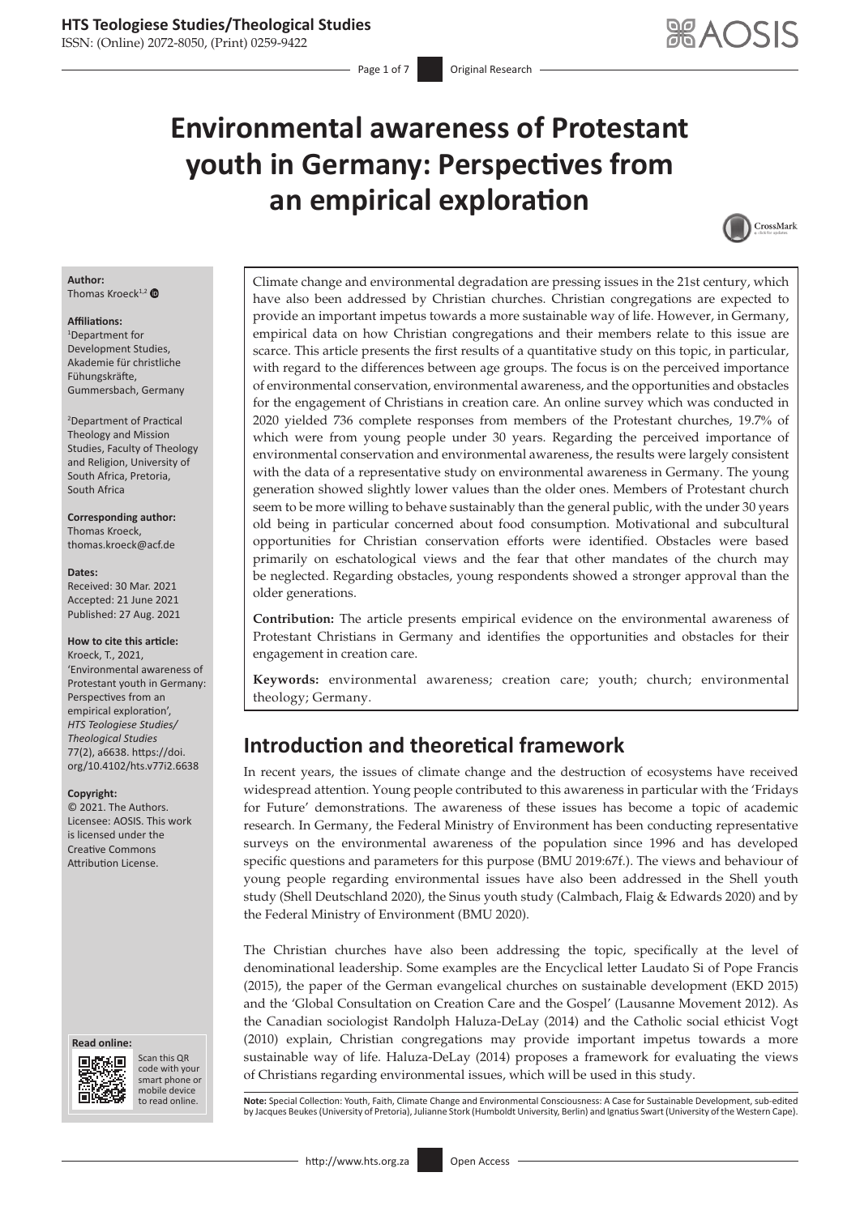# Environmental awareness of Protestant youth in Germany: Perspectives from an empirical exploration

**Author:**
Thomas Kroeck[1,2]

**Affiliations:**
[1]Department for Development Studies, Akademie für christliche Fühungskräfte, Gummersbach, Germany

[2]Department of Practical Theology and Mission Studies, Faculty of Theology and Religion, University of South Africa, Pretoria, South Africa

**Corresponding author:**
Thomas Kroeck,
thomas.kroeck@acf.de

**Dates:**
Received: 30 Mar. 2021
Accepted: 21 June 2021
Published: 27 Aug. 2021

**How to cite this article:**
Kroeck, T., 2021, 'Environmental awareness of Protestant youth in Germany: Perspectives from an empirical exploration', *HTS Teologiese Studies/Theological Studies* 77(2), a6638. https://doi.org/10.4102/hts.v77i2.6638

**Copyright:**
© 2021. The Authors. Licensee: AOSIS. This work is licensed under the Creative Commons Attribution License.

Climate change and environmental degradation are pressing issues in the 21st century, which have also been addressed by Christian churches. Christian congregations are expected to provide an important impetus towards a more sustainable way of life. However, in Germany, empirical data on how Christian congregations and their members relate to this issue are scarce. This article presents the first results of a quantitative study on this topic, in particular, with regard to the differences between age groups. The focus is on the perceived importance of environmental conservation, environmental awareness, and the opportunities and obstacles for the engagement of Christians in creation care. An online survey which was conducted in 2020 yielded 736 complete responses from members of the Protestant churches, 19.7% of which were from young people under 30 years. Regarding the perceived importance of environmental conservation and environmental awareness, the results were largely consistent with the data of a representative study on environmental awareness in Germany. The young generation showed slightly lower values than the older ones. Members of Protestant church seem to be more willing to behave sustainably than the general public, with the under 30 years old being in particular concerned about food consumption. Motivational and subcultural opportunities for Christian conservation efforts were identified. Obstacles were based primarily on eschatological views and the fear that other mandates of the church may be neglected. Regarding obstacles, young respondents showed a stronger approval than the older generations.

**Contribution:** The article presents empirical evidence on the environmental awareness of Protestant Christians in Germany and identifies the opportunities and obstacles for their engagement in creation care.

**Keywords:** environmental awareness; creation care; youth; church; environmental theology; Germany.

## Introduction and theoretical framework

In recent years, the issues of climate change and the destruction of ecosystems have received widespread attention. Young people contributed to this awareness in particular with the 'Fridays for Future' demonstrations. The awareness of these issues has become a topic of academic research. In Germany, the Federal Ministry of Environment has been conducting representative surveys on the environmental awareness of the population since 1996 and has developed specific questions and parameters for this purpose (BMU 2019:67f.). The views and behaviour of young people regarding environmental issues have also been addressed in the Shell youth study (Shell Deutschland 2020), the Sinus youth study (Calmbach, Flaig & Edwards 2020) and by the Federal Ministry of Environment (BMU 2020).

The Christian churches have also been addressing the topic, specifically at the level of denominational leadership. Some examples are the Encyclical letter Laudato Si of Pope Francis (2015), the paper of the German evangelical churches on sustainable development (EKD 2015) and the 'Global Consultation on Creation Care and the Gospel' (Lausanne Movement 2012). As the Canadian sociologist Randolph Haluza-DeLay (2014) and the Catholic social ethicist Vogt (2010) explain, Christian congregations may provide important impetus towards a more sustainable way of life. Haluza-DeLay (2014) proposes a framework for evaluating the views of Christians regarding environmental issues, which will be used in this study.

**Note:** Special Collection: Youth, Faith, Climate Change and Environmental Consciousness: A Case for Sustainable Development, sub-edited by Jacques Beukes (University of Pretoria), Julianne Stork (Humboldt University, Berlin) and Ignatius Swart (University of the Western Cape).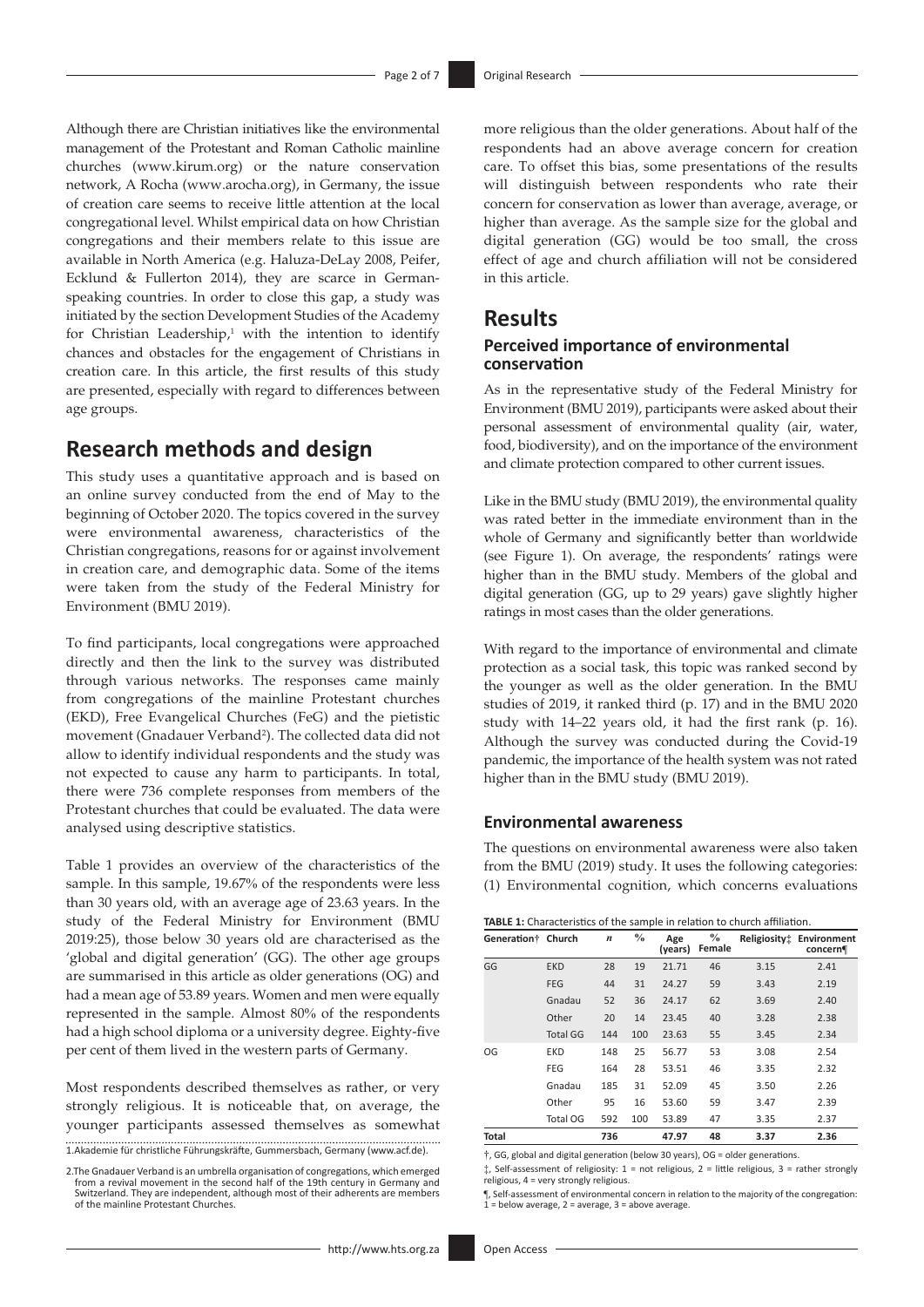Although there are Christian initiatives like the environmental management of the Protestant and Roman Catholic mainline churches (www.kirum.org) or the nature conservation network, A Rocha (www.arocha.org), in Germany, the issue of creation care seems to receive little attention at the local congregational level. Whilst empirical data on how Christian congregations and their members relate to this issue are available in North America (e.g. Haluza-DeLay 2008, Peifer, Ecklund & Fullerton 2014), they are scarce in German-speaking countries. In order to close this gap, a study was initiated by the section Development Studies of the Academy for Christian Leadership,[1] with the intention to identify chances and obstacles for the engagement of Christians in creation care. In this article, the first results of this study are presented, especially with regard to differences between age groups.

## Research methods and design

This study uses a quantitative approach and is based on an online survey conducted from the end of May to the beginning of October 2020. The topics covered in the survey were environmental awareness, characteristics of the Christian congregations, reasons for or against involvement in creation care, and demographic data. Some of the items were taken from the study of the Federal Ministry for Environment (BMU 2019).

To find participants, local congregations were approached directly and then the link to the survey was distributed through various networks. The responses came mainly from congregations of the mainline Protestant churches (EKD), Free Evangelical Churches (FeG) and the pietistic movement (Gnadauer Verband[2]). The collected data did not allow to identify individual respondents and the study was not expected to cause any harm to participants. In total, there were 736 complete responses from members of the Protestant churches that could be evaluated. The data were analysed using descriptive statistics.

Table 1 provides an overview of the characteristics of the sample. In this sample, 19.67% of the respondents were less than 30 years old, with an average age of 23.63 years. In the study of the Federal Ministry for Environment (BMU 2019:25), those below 30 years old are characterised as the 'global and digital generation' (GG). The other age groups are summarised in this article as older generations (OG) and had a mean age of 53.89 years. Women and men were equally represented in the sample. Almost 80% of the respondents had a high school diploma or a university degree. Eighty-five per cent of them lived in the western parts of Germany.

Most respondents described themselves as rather, or very strongly religious. It is noticeable that, on average, the younger participants assessed themselves as somewhat more religious than the older generations. About half of the respondents had an above average concern for creation care. To offset this bias, some presentations of the results will distinguish between respondents who rate their concern for conservation as lower than average, average, or higher than average. As the sample size for the global and digital generation (GG) would be too small, the cross effect of age and church affiliation will not be considered in this article.

## Results

### Perceived importance of environmental conservation

As in the representative study of the Federal Ministry for Environment (BMU 2019), participants were asked about their personal assessment of environmental quality (air, water, food, biodiversity), and on the importance of the environment and climate protection compared to other current issues.

Like in the BMU study (BMU 2019), the environmental quality was rated better in the immediate environment than in the whole of Germany and significantly better than worldwide (see Figure 1). On average, the respondents' ratings were higher than in the BMU study. Members of the global and digital generation (GG, up to 29 years) gave slightly higher ratings in most cases than the older generations.

With regard to the importance of environmental and climate protection as a social task, this topic was ranked second by the younger as well as the older generation. In the BMU studies of 2019, it ranked third (p. 17) and in the BMU 2020 study with 14–22 years old, it had the first rank (p. 16). Although the survey was conducted during the Covid-19 pandemic, the importance of the health system was not rated higher than in the BMU study (BMU 2019).

### Environmental awareness

The questions on environmental awareness were also taken from the BMU (2019) study. It uses the following categories: (1) Environmental cognition, which concerns evaluations

**TABLE 1:** Characteristics of the sample in relation to church affiliation.

| Generation† | Church | *n* | % | Age (years) | % Female | Religiosity‡ | Environment concern¶ |
|---|---|---|---|---|---|---|---|
| GG | EKD | 28 | 19 | 21.71 | 46 | 3.15 | 2.41 |
| | FEG | 44 | 31 | 24.27 | 59 | 3.43 | 2.19 |
| | Gnadau | 52 | 36 | 24.17 | 62 | 3.69 | 2.40 |
| | Other | 20 | 14 | 23.45 | 40 | 3.28 | 2.38 |
| | Total GG | 144 | 100 | 23.63 | 55 | 3.45 | 2.34 |
| OG | EKD | 148 | 25 | 56.77 | 53 | 3.08 | 2.54 |
| | FEG | 164 | 28 | 53.51 | 46 | 3.35 | 2.32 |
| | Gnadau | 185 | 31 | 52.09 | 45 | 3.50 | 2.26 |
| | Other | 95 | 16 | 53.60 | 59 | 3.47 | 2.39 |
| | Total OG | 592 | 100 | 53.89 | 47 | 3.35 | 2.37 |
| **Total** | | 736 | | 47.97 | 48 | 3.37 | 2.36 |

†, GG, global and digital generation (below 30 years), OG = older generations.

‡, Self-assessment of religiosity: 1 = not religious, 2 = little religious, 3 = rather strongly religious, 4 = very strongly religious.

¶, Self-assessment of environmental concern in relation to the majority of the congregation: 1 = below average, 2 = average, 3 = above average.

1. Akademie für christliche Führungskräfte, Gummersbach, Germany (www.acf.de).

2. The Gnadauer Verband is an umbrella organisation of congregations, which emerged from a revival movement in the second half of the 19th century in Germany and Switzerland. They are independent, although most of their adherents are members of the mainline Protestant Churches.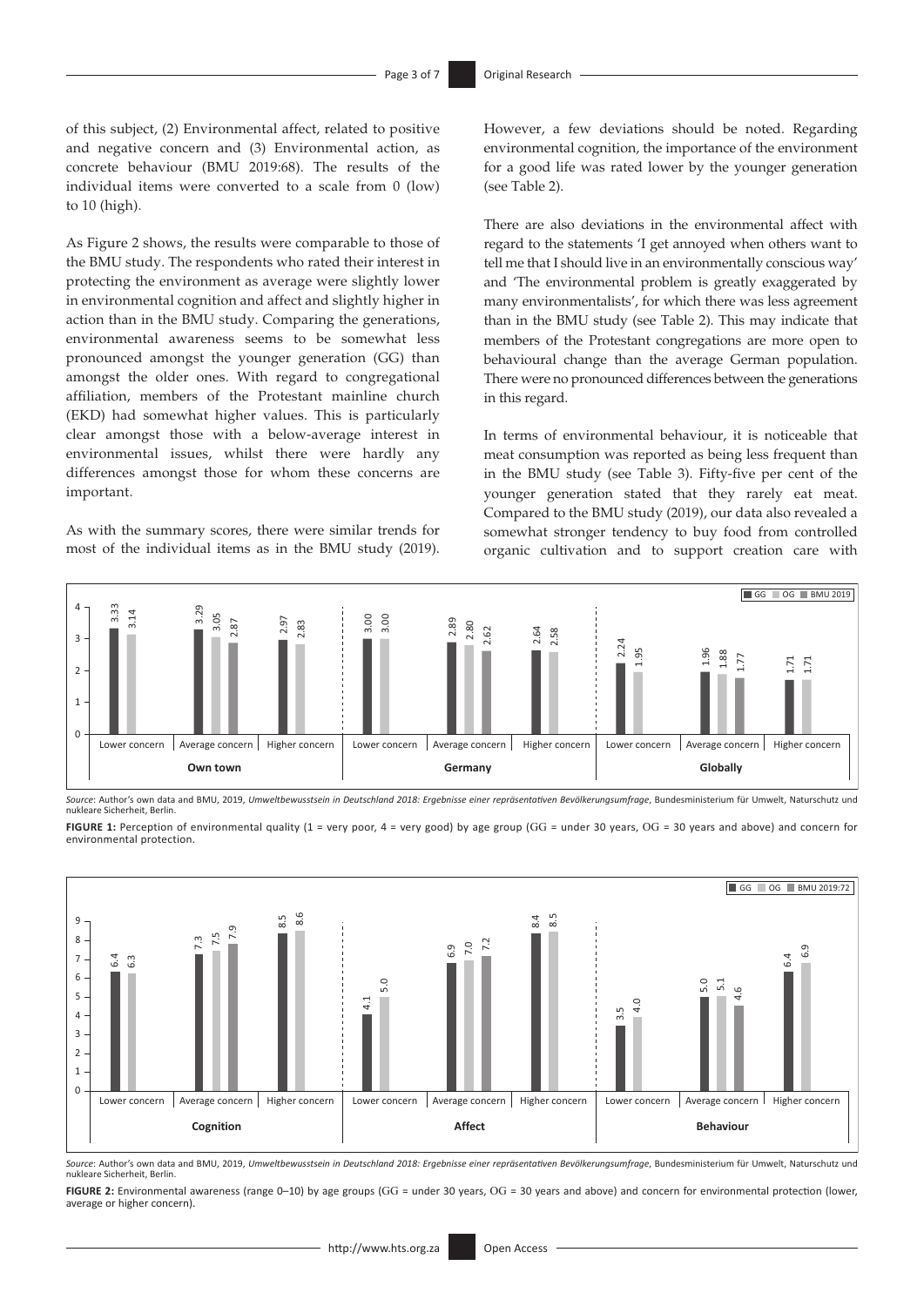of this subject, (2) Environmental affect, related to positive and negative concern and (3) Environmental action, as concrete behaviour (BMU 2019:68). The results of the individual items were converted to a scale from 0 (low) to 10 (high).

As Figure 2 shows, the results were comparable to those of the BMU study. The respondents who rated their interest in protecting the environment as average were slightly lower in environmental cognition and affect and slightly higher in action than in the BMU study. Comparing the generations, environmental awareness seems to be somewhat less pronounced amongst the younger generation (GG) than amongst the older ones. With regard to congregational affiliation, members of the Protestant mainline church (EKD) had somewhat higher values. This is particularly clear amongst those with a below-average interest in environmental issues, whilst there were hardly any differences amongst those for whom these concerns are important.

As with the summary scores, there were similar trends for most of the individual items as in the BMU study (2019). However, a few deviations should be noted. Regarding environmental cognition, the importance of the environment for a good life was rated lower by the younger generation (see Table 2).

There are also deviations in the environmental affect with regard to the statements 'I get annoyed when others want to tell me that I should live in an environmentally conscious way' and 'The environmental problem is greatly exaggerated by many environmentalists', for which there was less agreement than in the BMU study (see Table 2). This may indicate that members of the Protestant congregations are more open to behavioural change than the average German population. There were no pronounced differences between the generations in this regard.

In terms of environmental behaviour, it is noticeable that meat consumption was reported as being less frequent than in the BMU study (see Table 3). Fifty-five per cent of the younger generation stated that they rarely eat meat. Compared to the BMU study (2019), our data also revealed a somewhat stronger tendency to buy food from controlled organic cultivation and to support creation care with

| | Concern | GG | OG | BMU 2019 |
|---|---|---|---|---|
| Own town | Lower concern | 3.33 | 3.14 | |
| | Average concern | 3.29 | 3.05 | 2.87 |
| | Higher concern | 2.97 | 2.83 | |
| Germany | Lower concern | 3.00 | 3.00 | |
| | Average concern | 2.89 | 2.80 | 2.62 |
| | Higher concern | 2.64 | 2.58 | |
| Globally | Lower concern | 2.24 | 1.95 | |
| | Average concern | 1.96 | 1.88 | 1.77 |
| | Higher concern | 1.71 | 1.71 | |

*Source*: Author's own data and BMU, 2019, *Umweltbewusstsein in Deutschland 2018: Ergebnisse einer repräsentativen Bevölkerungsumfrage*, Bundesministerium für Umwelt, Naturschutz und nukleare Sicherheit, Berlin.

**FIGURE 1:** Perception of environmental quality (1 = very poor, 4 = very good) by age group (GG = under 30 years, OG = 30 years and above) and concern for environmental protection.

| | Concern | GG | OG | BMU 2019:72 |
|---|---|---|---|---|
| Cognition | Lower concern | 6.4 | 6.3 | |
| | Average concern | 7.3 | 7.5 | 7.9 |
| | Higher concern | 8.5 | 8.6 | |
| Affect | Lower concern | 4.1 | 5.0 | |
| | Average concern | 6.9 | 7.0 | 7.2 |
| | Higher concern | 8.4 | 8.5 | |
| Behaviour | Lower concern | 3.5 | 4.0 | |
| | Average concern | 5.0 | 5.1 | 4.6 |
| | Higher concern | 6.4 | 6.9 | |

*Source*: Author's own data and BMU, 2019, *Umweltbewusstsein in Deutschland 2018: Ergebnisse einer repräsentativen Bevölkerungsumfrage*, Bundesministerium für Umwelt, Naturschutz und nukleare Sicherheit, Berlin.

**FIGURE 2:** Environmental awareness (range 0–10) by age groups (GG = under 30 years, OG = 30 years and above) and concern for environmental protection (lower, average or higher concern).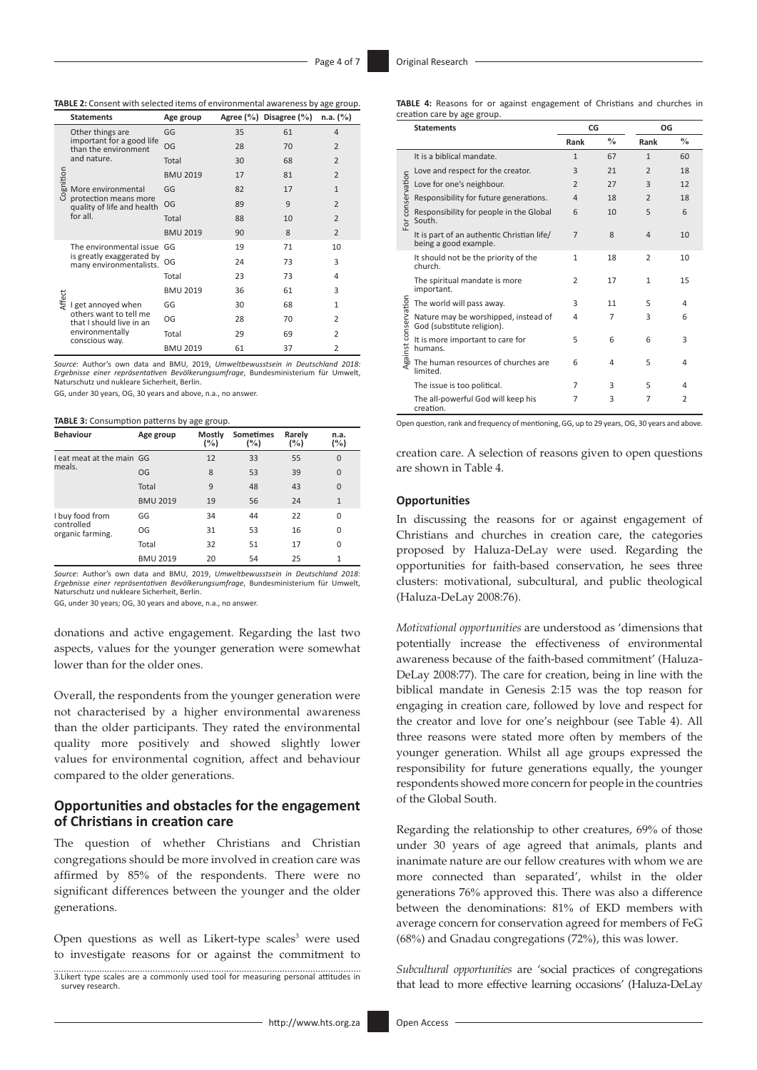**TABLE 2:** Consent with selected items of environmental awareness by age group.

| | Statements | Age group | Agree (%) | Disagree (%) | n.a. (%) |
|---|---|---|---|---|---|
| Cognition | Other things are important for a good life than the environment and nature. | GG | 35 | 61 | 4 |
| | | OG | 28 | 70 | 2 |
| | | Total | 30 | 68 | 2 |
| | | BMU 2019 | 17 | 81 | 2 |
| | More environmental protection means more quality of life and health for all. | GG | 82 | 17 | 1 |
| | | OG | 89 | 9 | 2 |
| | | Total | 88 | 10 | 2 |
| | | BMU 2019 | 90 | 8 | 2 |
| Affect | The environmental issue is greatly exaggerated by many environmentalists. | GG | 19 | 71 | 10 |
| | | OG | 24 | 73 | 3 |
| | | Total | 23 | 73 | 4 |
| | | BMU 2019 | 36 | 61 | 3 |
| | I get annoyed when others want to tell me that I should live in an environmentally conscious way. | GG | 30 | 68 | 1 |
| | | OG | 28 | 70 | 2 |
| | | Total | 29 | 69 | 2 |
| | | BMU 2019 | 61 | 37 | 2 |

*Source*: Author's own data and BMU, 2019, *Umweltbewusstsein in Deutschland 2018: Ergebnisse einer repräsentativen Bevölkerungsumfrage*, Bundesministerium für Umwelt, Naturschutz und nukleare Sicherheit, Berlin.

GG, under 30 years, OG, 30 years and above, n.a., no answer.

**TABLE 3:** Consumption patterns by age group.

| Behaviour | Age group | Mostly (%) | Sometimes (%) | Rarely (%) | n.a. (%) |
|---|---|---|---|---|---|
| I eat meat at the main meals. | GG | 12 | 33 | 55 | 0 |
| | OG | 8 | 53 | 39 | 0 |
| | Total | 9 | 48 | 43 | 0 |
| | BMU 2019 | 19 | 56 | 24 | 1 |
| I buy food from controlled organic farming. | GG | 34 | 44 | 22 | 0 |
| | OG | 31 | 53 | 16 | 0 |
| | Total | 32 | 51 | 17 | 0 |
| | BMU 2019 | 20 | 54 | 25 | 1 |

*Source*: Author's own data and BMU, 2019, *Umweltbewusstsein in Deutschland 2018: Ergebnisse einer repräsentativen Bevölkerungsumfrage*, Bundesministerium für Umwelt, Naturschutz und nukleare Sicherheit, Berlin.

GG, under 30 years; OG, 30 years and above, n.a., no answer.

donations and active engagement. Regarding the last two aspects, values for the younger generation were somewhat lower than for the older ones.

Overall, the respondents from the younger generation were not characterised by a higher environmental awareness than the older participants. They rated the environmental quality more positively and showed slightly lower values for environmental cognition, affect and behaviour compared to the older generations.

## Opportunities and obstacles for the engagement of Christians in creation care

The question of whether Christians and Christian congregations should be more involved in creation care was affirmed by 85% of the respondents. There were no significant differences between the younger and the older generations.

Open questions as well as Likert-type scales[3] were used to investigate reasons for or against the commitment to creation care. A selection of reasons given to open questions are shown in Table 4.

**TABLE 4:** Reasons for or against engagement of Christians and churches in creation care by age group.

| | Statements | CG | | OG | |
|---|---|---|---|---|---|
| | | Rank | % | Rank | % |
| For conservation | It is a biblical mandate. | 1 | 67 | 1 | 60 |
| | Love and respect for the creator. | 3 | 21 | 2 | 18 |
| | Love for one's neighbour. | 2 | 27 | 3 | 12 |
| | Responsibility for future generations. | 4 | 18 | 2 | 18 |
| | Responsibility for people in the Global South. | 6 | 10 | 5 | 6 |
| | It is part of an authentic Christian life/being a good example. | 7 | 8 | 4 | 10 |
| Against conservation | It should not be the priority of the church. | 1 | 18 | 2 | 10 |
| | The spiritual mandate is more important. | 2 | 17 | 1 | 15 |
| | The world will pass away. | 3 | 11 | 5 | 4 |
| | Nature may be worshipped, instead of God (substitute religion). | 4 | 7 | 3 | 6 |
| | It is more important to care for humans. | 5 | 6 | 6 | 3 |
| | The human resources of churches are limited. | 6 | 4 | 5 | 4 |
| | The issue is too political. | 7 | 3 | 5 | 4 |
| | The all-powerful God will keep his creation. | 7 | 3 | 7 | 2 |

Open question, rank and frequency of mentioning, GG, up to 29 years, OG, 30 years and above.

### Opportunities

In discussing the reasons for or against engagement of Christians and churches in creation care, the categories proposed by Haluza-DeLay were used. Regarding the opportunities for faith-based conservation, he sees three clusters: motivational, subcultural, and public theological (Haluza-DeLay 2008:76).

*Motivational opportunities* are understood as 'dimensions that potentially increase the effectiveness of environmental awareness because of the faith-based commitment' (Haluza-DeLay 2008:77). The care for creation, being in line with the biblical mandate in Genesis 2:15 was the top reason for engaging in creation care, followed by love and respect for the creator and love for one's neighbour (see Table 4). All three reasons were stated more often by members of the younger generation. Whilst all age groups expressed the responsibility for future generations equally, the younger respondents showed more concern for people in the countries of the Global South.

Regarding the relationship to other creatures, 69% of those under 30 years of age agreed that animals, plants and inanimate nature are our fellow creatures with whom we are more connected than separated', whilst in the older generations 76% approved this. There was also a difference between the denominations: 81% of EKD members with average concern for conservation agreed for members of FeG (68%) and Gnadau congregations (72%), this was lower.

*Subcultural opportunities* are 'social practices of congregations that lead to more effective learning occasions' (Haluza-DeLay

3. Likert type scales are a commonly used tool for measuring personal attitudes in survey research.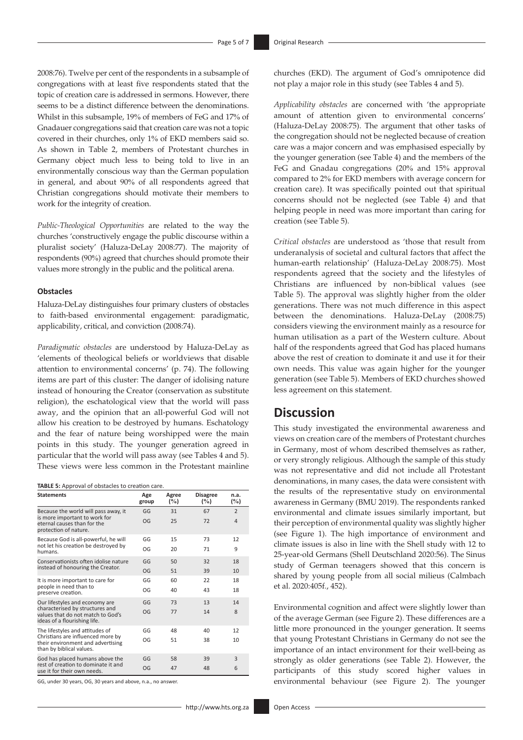2008:76). Twelve per cent of the respondents in a subsample of congregations with at least five respondents stated that the topic of creation care is addressed in sermons. However, there seems to be a distinct difference between the denominations. Whilst in this subsample, 19% of members of FeG and 17% of Gnadauer congregations said that creation care was not a topic covered in their churches, only 1% of EKD members said so. As shown in Table 2, members of Protestant churches in Germany object much less to being told to live in an environmentally conscious way than the German population in general, and about 90% of all respondents agreed that Christian congregations should motivate their members to work for the integrity of creation.

*Public-Theological Opportunities* are related to the way the churches 'constructively engage the public discourse within a pluralist society' (Haluza-DeLay 2008:77). The majority of respondents (90%) agreed that churches should promote their values more strongly in the public and the political arena.

### Obstacles

Haluza-DeLay distinguishes four primary clusters of obstacles to faith-based environmental engagement: paradigmatic, applicability, critical, and conviction (2008:74).

*Paradigmatic obstacles* are understood by Haluza-DeLay as 'elements of theological beliefs or worldviews that disable attention to environmental concerns' (p. 74). The following items are part of this cluster: The danger of idolising nature instead of honouring the Creator (conservation as substitute religion), the eschatological view that the world will pass away, and the opinion that an all-powerful God will not allow his creation to be destroyed by humans. Eschatology and the fear of nature being worshipped were the main points in this study. The younger generation agreed in particular that the world will pass away (see Tables 4 and 5). These views were less common in the Protestant mainline churches (EKD). The argument of God's omnipotence did not play a major role in this study (see Tables 4 and 5).

**TABLE 5:** Approval of obstacles to creation care.

| Statements | Age group | Agree (%) | Disagree (%) | n.a. (%) |
|---|---|---|---|---|
| Because the world will pass away, it is more important to work for eternal causes than for the protection of nature. | GG | 31 | 67 | 2 |
| | OG | 25 | 72 | 4 |
| Because God is all-powerful, he will not let his creation be destroyed by humans. | GG | 15 | 73 | 12 |
| | OG | 20 | 71 | 9 |
| Conservationists often idolise nature instead of honouring the Creator. | GG | 50 | 32 | 18 |
| | OG | 51 | 39 | 10 |
| It is more important to care for people in need than to preserve creation. | GG | 60 | 22 | 18 |
| | OG | 40 | 43 | 18 |
| Our lifestyles and economy are characterised by structures and values that do not match to God's ideas of a flourishing life. | GG | 73 | 13 | 14 |
| | OG | 77 | 14 | 8 |
| The lifestyles and attitudes of Christians are influenced more by their environment and advertising than by biblical values. | GG | 48 | 40 | 12 |
| | OG | 51 | 38 | 10 |
| God has placed humans above the rest of creation to dominate it and use it for their own needs. | GG | 58 | 39 | 3 |
| | OG | 47 | 48 | 6 |

GG, under 30 years, OG, 30 years and above, n.a., no answer.

*Applicability obstacles* are concerned with 'the appropriate amount of attention given to environmental concerns' (Haluza-DeLay 2008:75). The argument that other tasks of the congregation should not be neglected because of creation care was a major concern and was emphasised especially by the younger generation (see Table 4) and the members of the FeG and Gnadau congregations (20% and 15% approval compared to 2% for EKD members with average concern for creation care). It was specifically pointed out that spiritual concerns should not be neglected (see Table 4) and that helping people in need was more important than caring for creation (see Table 5).

*Critical obstacles* are understood as 'those that result from underanalysis of societal and cultural factors that affect the human-earth relationship' (Haluza-DeLay 2008:75). Most respondents agreed that the society and the lifestyles of Christians are influenced by non-biblical values (see Table 5). The approval was slightly higher from the older generations. There was not much difference in this aspect between the denominations. Haluza-DeLay (2008:75) considers viewing the environment mainly as a resource for human utilisation as a part of the Western culture. About half of the respondents agreed that God has placed humans above the rest of creation to dominate it and use it for their own needs. This value was again higher for the younger generation (see Table 5). Members of EKD churches showed less agreement on this statement.

## Discussion

This study investigated the environmental awareness and views on creation care of the members of Protestant churches in Germany, most of whom described themselves as rather, or very strongly religious. Although the sample of this study was not representative and did not include all Protestant denominations, in many cases, the data were consistent with the results of the representative study on environmental awareness in Germany (BMU 2019). The respondents ranked environmental and climate issues similarly important, but their perception of environmental quality was slightly higher (see Figure 1). The high importance of environment and climate issues is also in line with the Shell study with 12 to 25-year-old Germans (Shell Deutschland 2020:56). The Sinus study of German teenagers showed that this concern is shared by young people from all social milieus (Calmbach et al. 2020:405f., 452).

Environmental cognition and affect were slightly lower than of the average German (see Figure 2). These differences are a little more pronounced in the younger generation. It seems that young Protestant Christians in Germany do not see the importance of an intact environment for their well-being as strongly as older generations (see Table 2). However, the participants of this study scored higher values in environmental behaviour (see Figure 2). The younger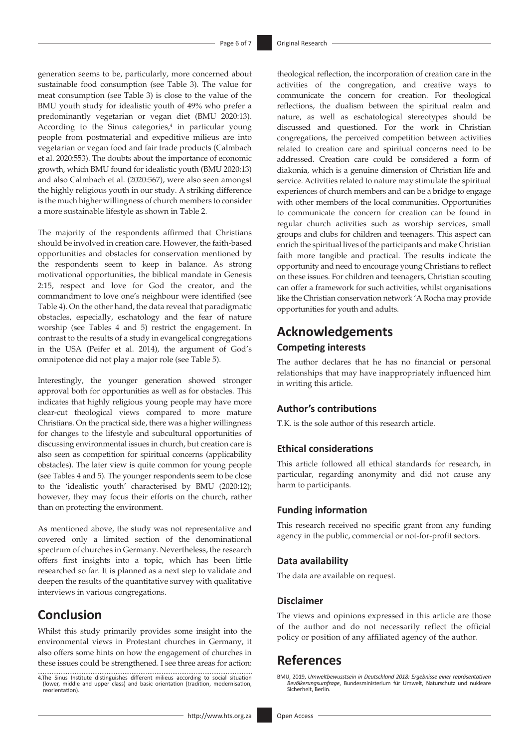generation seems to be, particularly, more concerned about sustainable food consumption (see Table 3). The value for meat consumption (see Table 3) is close to the value of the BMU youth study for idealistic youth of 49% who prefer a predominantly vegetarian or vegan diet (BMU 2020:13). According to the Sinus categories,[4] in particular young people from postmaterial and expeditive milieus are into vegetarian or vegan food and fair trade products (Calmbach et al. 2020:553). The doubts about the importance of economic growth, which BMU found for idealistic youth (BMU 2020:13) and also Calmbach et al. (2020:567), were also seen amongst the highly religious youth in our study. A striking difference is the much higher willingness of church members to consider a more sustainable lifestyle as shown in Table 2.

The majority of the respondents affirmed that Christians should be involved in creation care. However, the faith-based opportunities and obstacles for conservation mentioned by the respondents seem to keep in balance. As strong motivational opportunities, the biblical mandate in Genesis 2:15, respect and love for God the creator, and the commandment to love one's neighbour were identified (see Table 4). On the other hand, the data reveal that paradigmatic obstacles, especially, eschatology and the fear of nature worship (see Tables 4 and 5) restrict the engagement. In contrast to the results of a study in evangelical congregations in the USA (Peifer et al. 2014), the argument of God's omnipotence did not play a major role (see Table 5).

Interestingly, the younger generation showed stronger approval both for opportunities as well as for obstacles. This indicates that highly religious young people may have more clear-cut theological views compared to more mature Christians. On the practical side, there was a higher willingness for changes to the lifestyle and subcultural opportunities of discussing environmental issues in church, but creation care is also seen as competition for spiritual concerns (applicability obstacles). The later view is quite common for young people (see Tables 4 and 5). The younger respondents seem to be close to the 'idealistic youth' characterised by BMU (2020:12); however, they may focus their efforts on the church, rather than on protecting the environment.

As mentioned above, the study was not representative and covered only a limited section of the denominational spectrum of churches in Germany. Nevertheless, the research offers first insights into a topic, which has been little researched so far. It is planned as a next step to validate and deepen the results of the quantitative survey with qualitative interviews in various congregations.

# Conclusion

Whilst this study primarily provides some insight into the environmental views in Protestant churches in Germany, it also offers some hints on how the engagement of churches in these issues could be strengthened. I see three areas for action: theological reflection, the incorporation of creation care in the activities of the congregation, and creative ways to communicate the concern for creation. For theological reflections, the dualism between the spiritual realm and nature, as well as eschatological stereotypes should be discussed and questioned. For the work in Christian congregations, the perceived competition between activities related to creation care and spiritual concerns need to be addressed. Creation care could be considered a form of diakonia, which is a genuine dimension of Christian life and service. Activities related to nature may stimulate the spiritual experiences of church members and can be a bridge to engage with other members of the local communities. Opportunities to communicate the concern for creation can be found in regular church activities such as worship services, small groups and clubs for children and teenagers. This aspect can enrich the spiritual lives of the participants and make Christian faith more tangible and practical. The results indicate the opportunity and need to encourage young Christians to reflect on these issues. For children and teenagers, Christian scouting can offer a framework for such activities, whilst organisations like the Christian conservation network 'A Rocha may provide opportunities for youth and adults.

[4] The Sinus Institute distinguishes different milieus according to social situation (lower, middle and upper class) and basic orientation (tradition, modernisation, reorientation).

# Acknowledgements

## Competing interests

The author declares that he has no financial or personal relationships that may have inappropriately influenced him in writing this article.

## Author's contributions

T.K. is the sole author of this research article.

## Ethical considerations

This article followed all ethical standards for research, in particular, regarding anonymity and did not cause any harm to participants.

## Funding information

This research received no specific grant from any funding agency in the public, commercial or not-for-profit sectors.

## Data availability

The data are available on request.

## Disclaimer

The views and opinions expressed in this article are those of the author and do not necessarily reflect the official policy or position of any affiliated agency of the author.

# References

BMU, 2019, *Umweltbewusstsein in Deutschland 2018: Ergebnisse einer repräsentativen Bevölkerungsumfrage*, Bundesministerium für Umwelt, Naturschutz und nukleare Sicherheit, Berlin.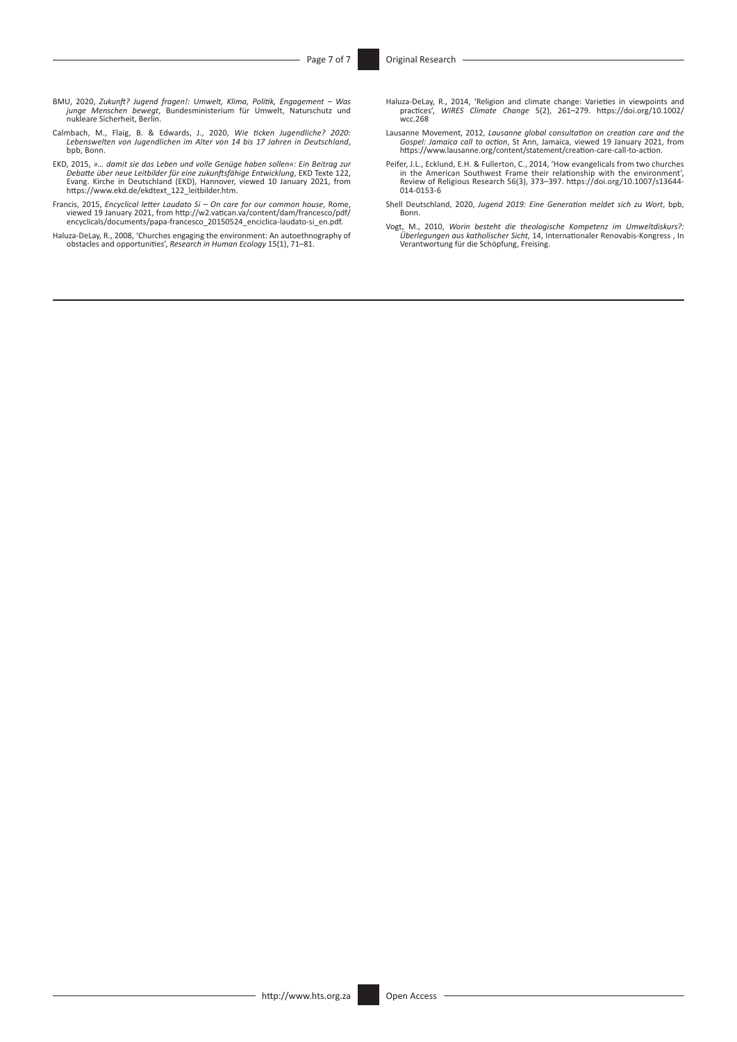BMU, 2020, *Zukunft? Jugend fragen!: Umwelt, Klima, Politik, Engagement – Was junge Menschen bewegt*, Bundesministerium für Umwelt, Naturschutz und nukleare Sicherheit, Berlin.

Calmbach, M., Flaig, B. & Edwards, J., 2020, *Wie ticken Jugendliche? 2020: Lebenswelten von Jugendlichen im Alter von 14 bis 17 Jahren in Deutschland*, bpb, Bonn.

EKD, 2015, *»… damit sie das Leben und volle Genüge haben sollen«: Ein Beitrag zur Debatte über neue Leitbilder für eine zukunftsfähige Entwicklung*, EKD Texte 122, Evang. Kirche in Deutschland (EKD), Hannover, viewed 10 January 2021, from https://www.ekd.de/ekdtext_122_leitbilder.htm.

Francis, 2015, *Encyclical letter Laudato Si – On care for our common house*, Rome, viewed 19 January 2021, from http://w2.vatican.va/content/dam/francesco/pdf/encyclicals/documents/papa-francesco_20150524_enciclica-laudato-si_en.pdf.

Haluza-DeLay, R., 2008, 'Churches engaging the environment: An autoethnography of obstacles and opportunities', *Research in Human Ecology* 15(1), 71–81.

Haluza-DeLay, R., 2014, 'Religion and climate change: Varieties in viewpoints and practices', *WIRES Climate Change* 5(2), 261–279. https://doi.org/10.1002/wcc.268

Lausanne Movement, 2012, *Lausanne global consultation on creation care and the Gospel: Jamaica call to action*, St Ann, Jamaica, viewed 19 January 2021, from https://www.lausanne.org/content/statement/creation-care-call-to-action.

Peifer, J.L., Ecklund, E.H. & Fullerton, C., 2014, 'How evangelicals from two churches in the American Southwest Frame their relationship with the environment', Review of Religious Research 56(3), 373–397. https://doi.org/10.1007/s13644-014-0153-6

Shell Deutschland, 2020, *Jugend 2019: Eine Generation meldet sich zu Wort*, bpb, Bonn.

Vogt, M., 2010, *Worin besteht die theologische Kompetenz im Umweltdiskurs?: Überlegungen aus katholischer Sicht*, 14, Internationaler Renovabis-Kongress , In Verantwortung für die Schöpfung, Freising.